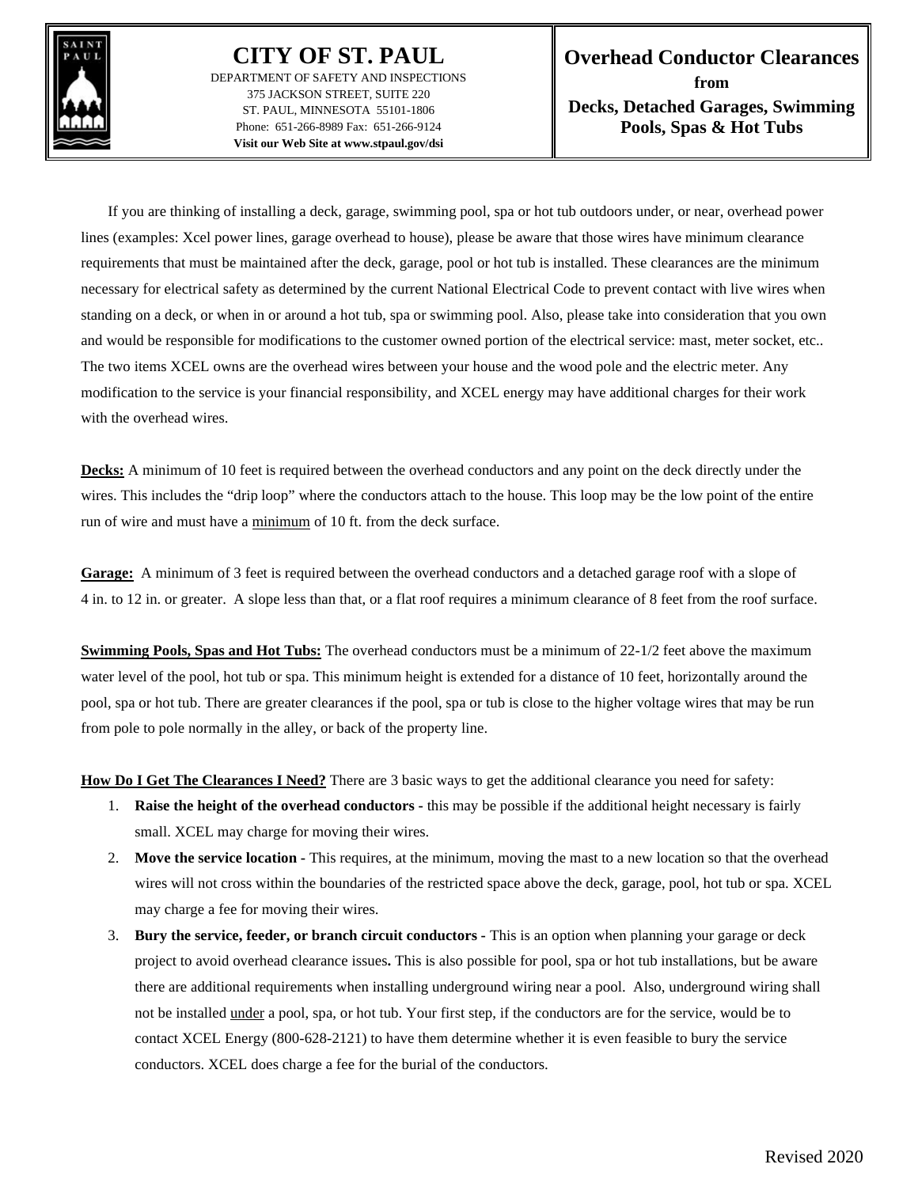# CITY OF ST. PAUL

DEPARTMENT OF SAFETY AND INSPECTIONS
375 JACKSON STREET, SUITE 220
ST. PAUL, MINNESOTA 55101-1806
Phone: 651-266-8989 Fax: 651-266-9124
**Visit our Web Site at www.stpaul.gov/dsi**

## Overhead Conductor Clearances from Decks, Detached Garages, Swimming Pools, Spas & Hot Tubs

If you are thinking of installing a deck, garage, swimming pool, spa or hot tub outdoors under, or near, overhead power lines (examples: Xcel power lines, garage overhead to house), please be aware that those wires have minimum clearance requirements that must be maintained after the deck, garage, pool or hot tub is installed. These clearances are the minimum necessary for electrical safety as determined by the current National Electrical Code to prevent contact with live wires when standing on a deck, or when in or around a hot tub, spa or swimming pool. Also, please take into consideration that you own and would be responsible for modifications to the customer owned portion of the electrical service: mast, meter socket, etc.. The two items XCEL owns are the overhead wires between your house and the wood pole and the electric meter. Any modification to the service is your financial responsibility, and XCEL energy may have additional charges for their work with the overhead wires.

**Decks:** A minimum of 10 feet is required between the overhead conductors and any point on the deck directly under the wires. This includes the "drip loop" where the conductors attach to the house. This loop may be the low point of the entire run of wire and must have a minimum of 10 ft. from the deck surface.

**Garage:** A minimum of 3 feet is required between the overhead conductors and a detached garage roof with a slope of 4 in. to 12 in. or greater. A slope less than that, or a flat roof requires a minimum clearance of 8 feet from the roof surface.

**Swimming Pools, Spas and Hot Tubs:** The overhead conductors must be a minimum of 22-1/2 feet above the maximum water level of the pool, hot tub or spa. This minimum height is extended for a distance of 10 feet, horizontally around the pool, spa or hot tub. There are greater clearances if the pool, spa or tub is close to the higher voltage wires that may be run from pole to pole normally in the alley, or back of the property line.

**How Do I Get The Clearances I Need?** There are 3 basic ways to get the additional clearance you need for safety:

1. **Raise the height of the overhead conductors -** this may be possible if the additional height necessary is fairly small. XCEL may charge for moving their wires.
2. **Move the service location -** This requires, at the minimum, moving the mast to a new location so that the overhead wires will not cross within the boundaries of the restricted space above the deck, garage, pool, hot tub or spa. XCEL may charge a fee for moving their wires.
3. **Bury the service, feeder, or branch circuit conductors -** This is an option when planning your garage or deck project to avoid overhead clearance issues**.** This is also possible for pool, spa or hot tub installations, but be aware there are additional requirements when installing underground wiring near a pool. Also, underground wiring shall not be installed under a pool, spa, or hot tub. Your first step, if the conductors are for the service, would be to contact XCEL Energy (800-628-2121) to have them determine whether it is even feasible to bury the service conductors. XCEL does charge a fee for the burial of the conductors.

Revised 2020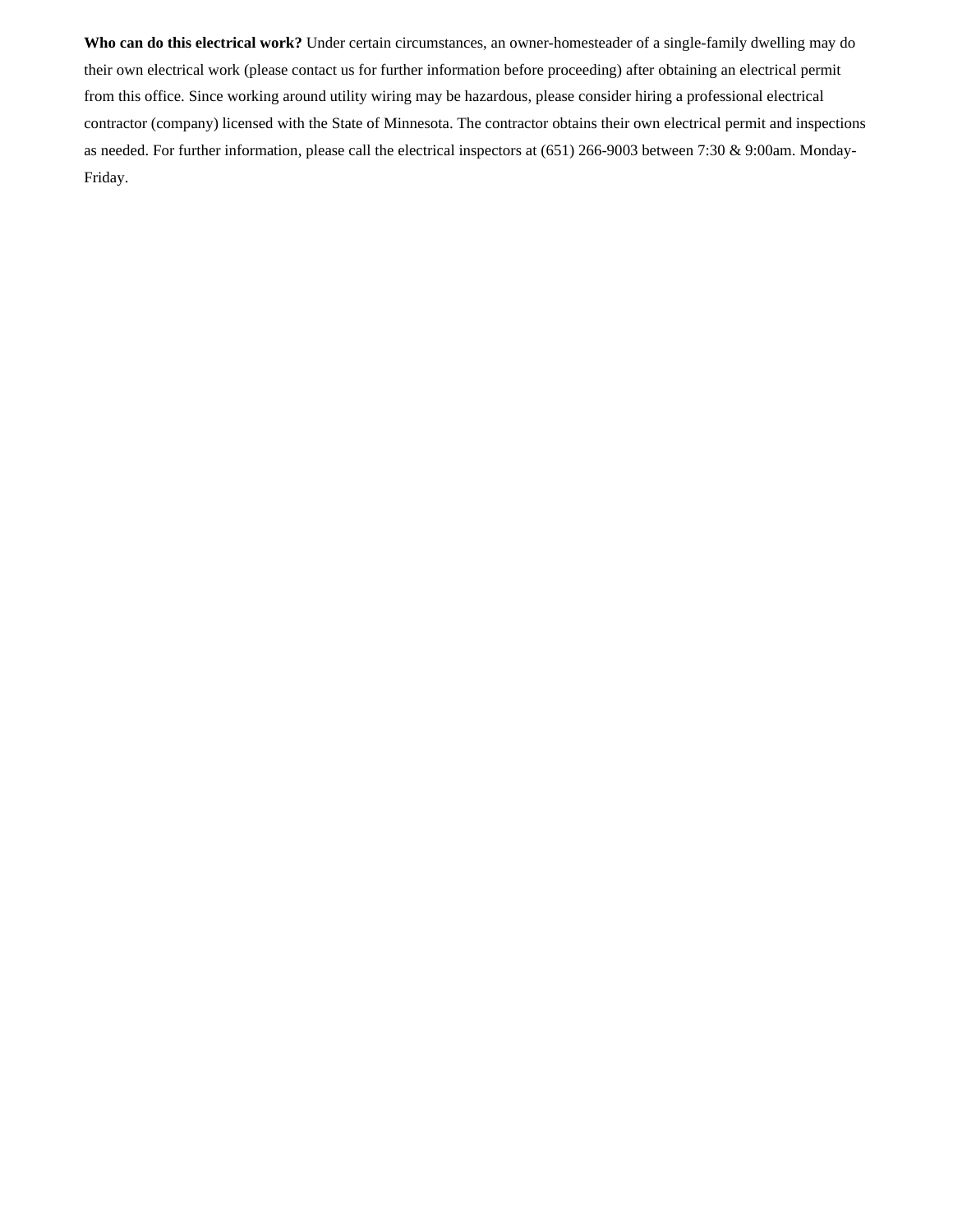**Who can do this electrical work?** Under certain circumstances, an owner-homesteader of a single-family dwelling may do their own electrical work (please contact us for further information before proceeding) after obtaining an electrical permit from this office. Since working around utility wiring may be hazardous, please consider hiring a professional electrical contractor (company) licensed with the State of Minnesota. The contractor obtains their own electrical permit and inspections as needed. For further information, please call the electrical inspectors at (651) 266-9003 between 7:30 & 9:00am. Monday-Friday.